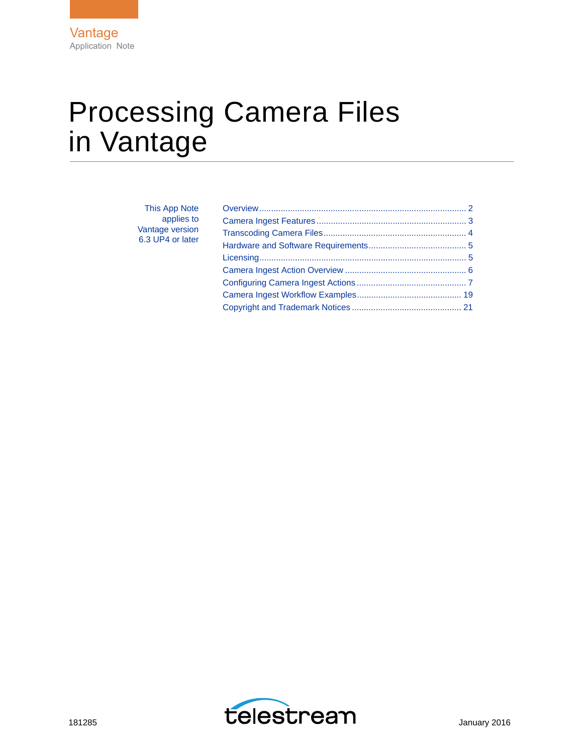Vantage

Application Note

# Processing Camera Files in Vantage

This App Note applies to Vantage version 6.3 UP4 or later

- Overview .......... 2
- Camera Ingest Features .......... 3
- Transcoding Camera Files .......... 4
- Hardware and Software Requirements .......... 5
- Licensing .......... 5
- Camera Ingest Action Overview .......... 6
- Configuring Camera Ingest Actions .......... 7
- Camera Ingest Workflow Examples .......... 19
- Copyright and Trademark Notices .......... 21

181285

telestream

January 2016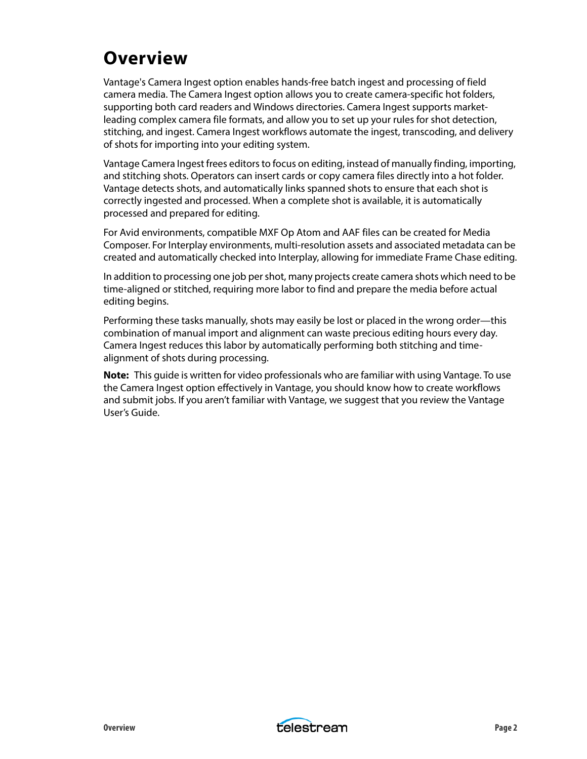# Overview

Vantage's Camera Ingest option enables hands-free batch ingest and processing of field camera media. The Camera Ingest option allows you to create camera-specific hot folders, supporting both card readers and Windows directories. Camera Ingest supports market-leading complex camera file formats, and allow you to set up your rules for shot detection, stitching, and ingest. Camera Ingest workflows automate the ingest, transcoding, and delivery of shots for importing into your editing system.

Vantage Camera Ingest frees editors to focus on editing, instead of manually finding, importing, and stitching shots. Operators can insert cards or copy camera files directly into a hot folder. Vantage detects shots, and automatically links spanned shots to ensure that each shot is correctly ingested and processed. When a complete shot is available, it is automatically processed and prepared for editing.

For Avid environments, compatible MXF Op Atom and AAF files can be created for Media Composer. For Interplay environments, multi-resolution assets and associated metadata can be created and automatically checked into Interplay, allowing for immediate Frame Chase editing.

In addition to processing one job per shot, many projects create camera shots which need to be time-aligned or stitched, requiring more labor to find and prepare the media before actual editing begins.

Performing these tasks manually, shots may easily be lost or placed in the wrong order—this combination of manual import and alignment can waste precious editing hours every day. Camera Ingest reduces this labor by automatically performing both stitching and time-alignment of shots during processing.

**Note:** This guide is written for video professionals who are familiar with using Vantage. To use the Camera Ingest option effectively in Vantage, you should know how to create workflows and submit jobs. If you aren't familiar with Vantage, we suggest that you review the Vantage User's Guide.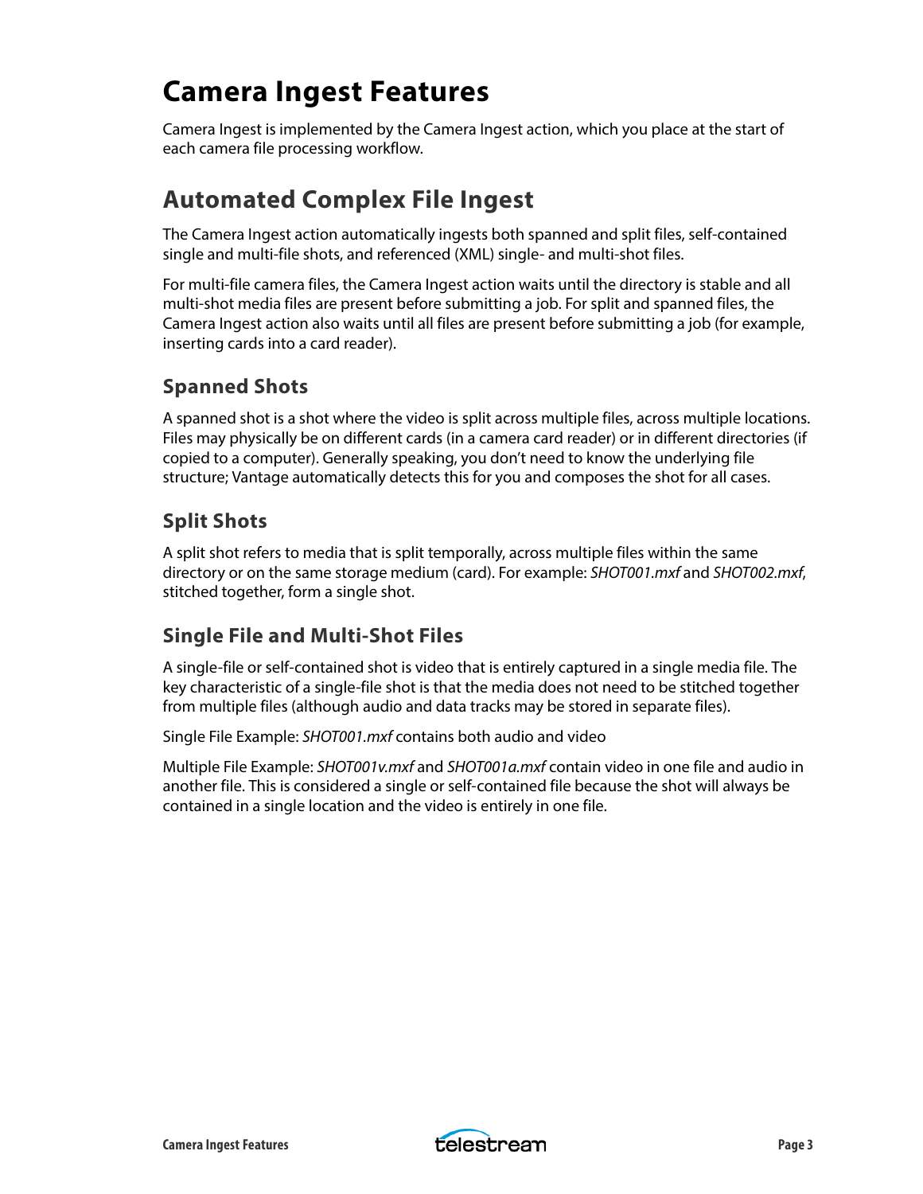# Camera Ingest Features

Camera Ingest is implemented by the Camera Ingest action, which you place at the start of each camera file processing workflow.

## Automated Complex File Ingest

The Camera Ingest action automatically ingests both spanned and split files, self-contained single and multi-file shots, and referenced (XML) single- and multi-shot files.

For multi-file camera files, the Camera Ingest action waits until the directory is stable and all multi-shot media files are present before submitting a job. For split and spanned files, the Camera Ingest action also waits until all files are present before submitting a job (for example, inserting cards into a card reader).

### Spanned Shots

A spanned shot is a shot where the video is split across multiple files, across multiple locations. Files may physically be on different cards (in a camera card reader) or in different directories (if copied to a computer). Generally speaking, you don't need to know the underlying file structure; Vantage automatically detects this for you and composes the shot for all cases.

### Split Shots

A split shot refers to media that is split temporally, across multiple files within the same directory or on the same storage medium (card). For example: *SHOT001.mxf* and *SHOT002.mxf*, stitched together, form a single shot.

### Single File and Multi-Shot Files

A single-file or self-contained shot is video that is entirely captured in a single media file. The key characteristic of a single-file shot is that the media does not need to be stitched together from multiple files (although audio and data tracks may be stored in separate files).

Single File Example: *SHOT001.mxf* contains both audio and video

Multiple File Example: *SHOT001v.mxf* and *SHOT001a.mxf* contain video in one file and audio in another file. This is considered a single or self-contained file because the shot will always be contained in a single location and the video is entirely in one file.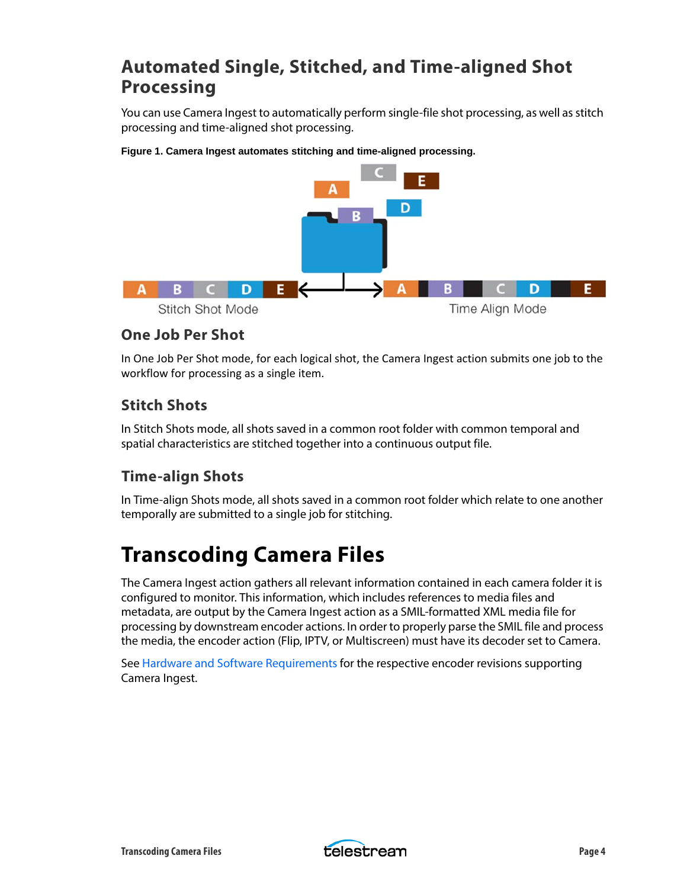## Automated Single, Stitched, and Time-aligned Shot Processing

You can use Camera Ingest to automatically perform single-file shot processing, as well as stitch processing and time-aligned shot processing.

**Figure 1. Camera Ingest automates stitching and time-aligned processing.**

### One Job Per Shot

In One Job Per Shot mode, for each logical shot, the Camera Ingest action submits one job to the workflow for processing as a single item.

### Stitch Shots

In Stitch Shots mode, all shots saved in a common root folder with common temporal and spatial characteristics are stitched together into a continuous output file.

### Time-align Shots

In Time-align Shots mode, all shots saved in a common root folder which relate to one another temporally are submitted to a single job for stitching.

# Transcoding Camera Files

The Camera Ingest action gathers all relevant information contained in each camera folder it is configured to monitor. This information, which includes references to media files and metadata, are output by the Camera Ingest action as a SMIL-formatted XML media file for processing by downstream encoder actions. In order to properly parse the SMIL file and process the media, the encoder action (Flip, IPTV, or Multiscreen) must have its decoder set to Camera.

See Hardware and Software Requirements for the respective encoder revisions supporting Camera Ingest.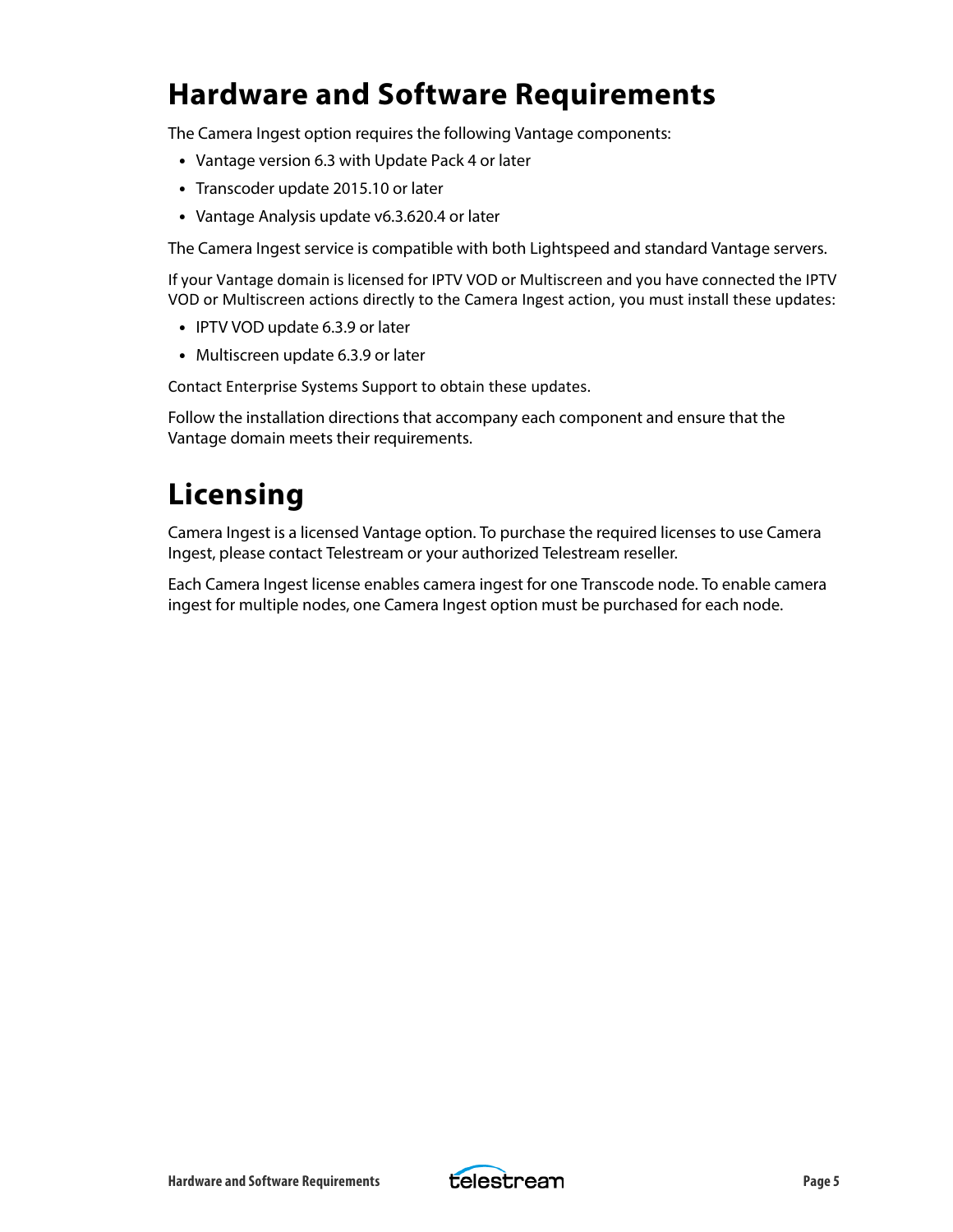# Hardware and Software Requirements

The Camera Ingest option requires the following Vantage components:

- Vantage version 6.3 with Update Pack 4 or later
- Transcoder update 2015.10 or later
- Vantage Analysis update v6.3.620.4 or later

The Camera Ingest service is compatible with both Lightspeed and standard Vantage servers.

If your Vantage domain is licensed for IPTV VOD or Multiscreen and you have connected the IPTV VOD or Multiscreen actions directly to the Camera Ingest action, you must install these updates:

- IPTV VOD update 6.3.9 or later
- Multiscreen update 6.3.9 or later

Contact Enterprise Systems Support to obtain these updates.

Follow the installation directions that accompany each component and ensure that the Vantage domain meets their requirements.

# Licensing

Camera Ingest is a licensed Vantage option. To purchase the required licenses to use Camera Ingest, please contact Telestream or your authorized Telestream reseller.

Each Camera Ingest license enables camera ingest for one Transcode node. To enable camera ingest for multiple nodes, one Camera Ingest option must be purchased for each node.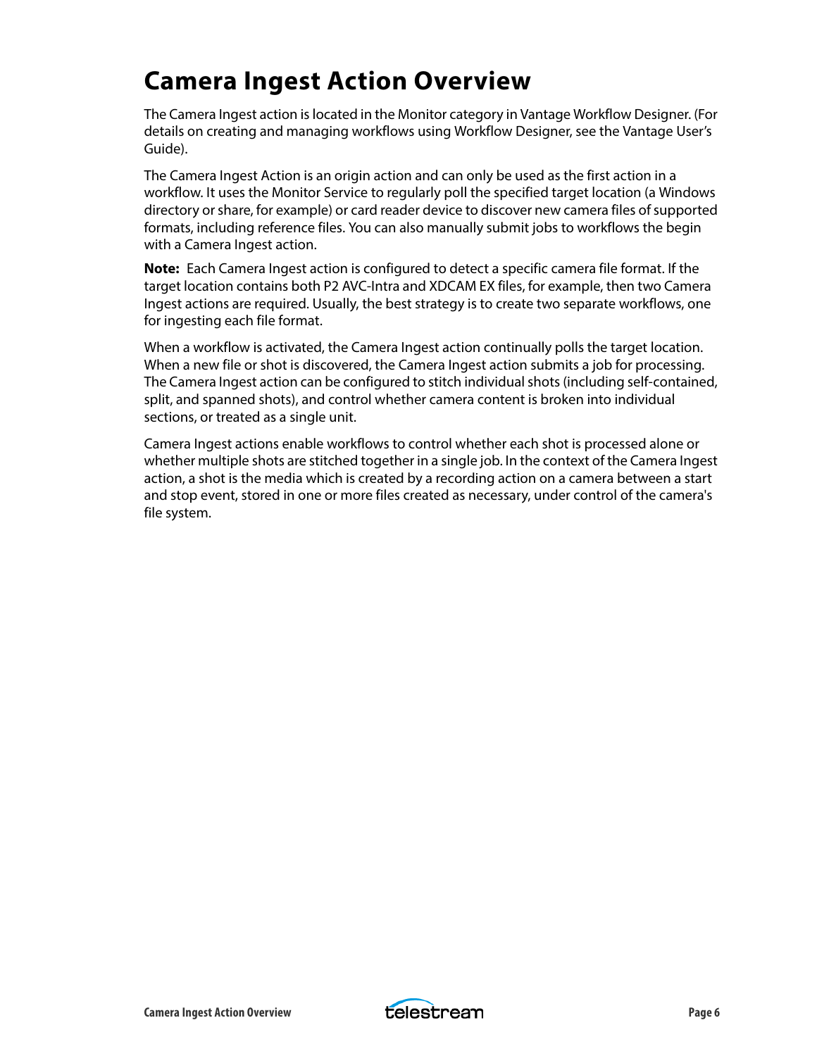# Camera Ingest Action Overview

The Camera Ingest action is located in the Monitor category in Vantage Workflow Designer. (For details on creating and managing workflows using Workflow Designer, see the Vantage User's Guide).

The Camera Ingest Action is an origin action and can only be used as the first action in a workflow. It uses the Monitor Service to regularly poll the specified target location (a Windows directory or share, for example) or card reader device to discover new camera files of supported formats, including reference files. You can also manually submit jobs to workflows the begin with a Camera Ingest action.

**Note:** Each Camera Ingest action is configured to detect a specific camera file format. If the target location contains both P2 AVC-Intra and XDCAM EX files, for example, then two Camera Ingest actions are required. Usually, the best strategy is to create two separate workflows, one for ingesting each file format.

When a workflow is activated, the Camera Ingest action continually polls the target location. When a new file or shot is discovered, the Camera Ingest action submits a job for processing. The Camera Ingest action can be configured to stitch individual shots (including self-contained, split, and spanned shots), and control whether camera content is broken into individual sections, or treated as a single unit.

Camera Ingest actions enable workflows to control whether each shot is processed alone or whether multiple shots are stitched together in a single job. In the context of the Camera Ingest action, a shot is the media which is created by a recording action on a camera between a start and stop event, stored in one or more files created as necessary, under control of the camera's file system.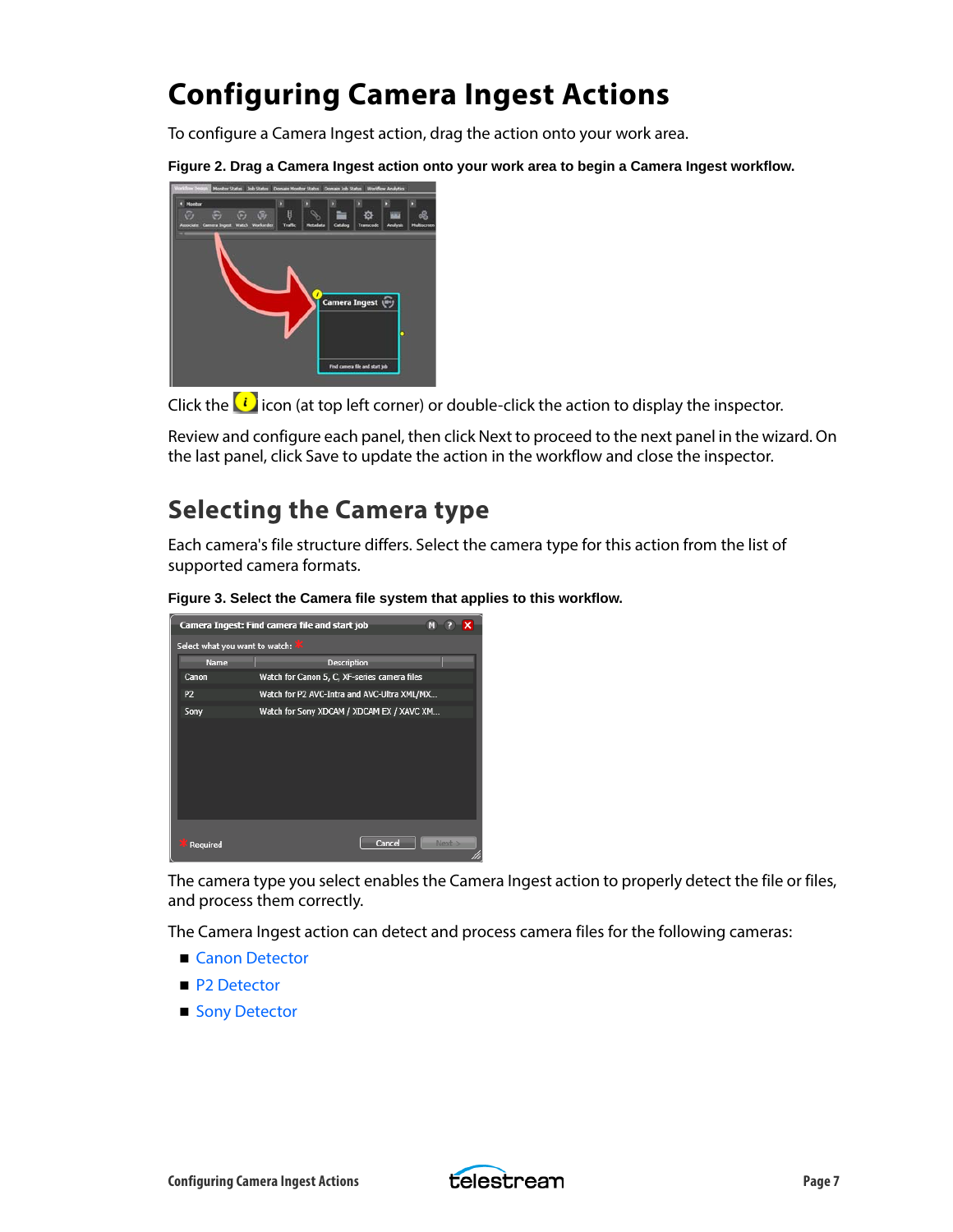# Configuring Camera Ingest Actions

To configure a Camera Ingest action, drag the action onto your work area.

**Figure 2. Drag a Camera Ingest action onto your work area to begin a Camera Ingest workflow.**

Click the icon (at top left corner) or double-click the action to display the inspector.

Review and configure each panel, then click Next to proceed to the next panel in the wizard. On the last panel, click Save to update the action in the workflow and close the inspector.

## Selecting the Camera type

Each camera's file structure differs. Select the camera type for this action from the list of supported camera formats.

**Figure 3. Select the Camera file system that applies to this workflow.**

The camera type you select enables the Camera Ingest action to properly detect the file or files, and process them correctly.

The Camera Ingest action can detect and process camera files for the following cameras:

- Canon Detector
- P2 Detector
- Sony Detector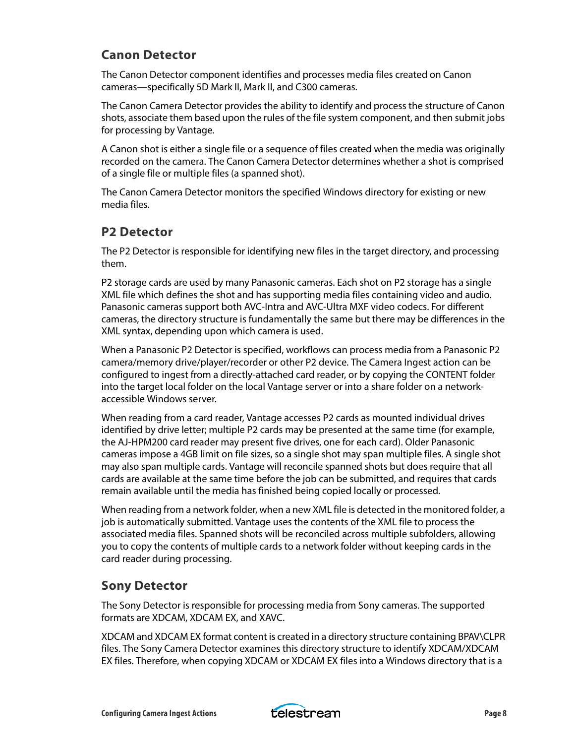## Canon Detector

The Canon Detector component identifies and processes media files created on Canon cameras—specifically 5D Mark II, Mark II, and C300 cameras.

The Canon Camera Detector provides the ability to identify and process the structure of Canon shots, associate them based upon the rules of the file system component, and then submit jobs for processing by Vantage.

A Canon shot is either a single file or a sequence of files created when the media was originally recorded on the camera. The Canon Camera Detector determines whether a shot is comprised of a single file or multiple files (a spanned shot).

The Canon Camera Detector monitors the specified Windows directory for existing or new media files.

## P2 Detector

The P2 Detector is responsible for identifying new files in the target directory, and processing them.

P2 storage cards are used by many Panasonic cameras. Each shot on P2 storage has a single XML file which defines the shot and has supporting media files containing video and audio. Panasonic cameras support both AVC-Intra and AVC-Ultra MXF video codecs. For different cameras, the directory structure is fundamentally the same but there may be differences in the XML syntax, depending upon which camera is used.

When a Panasonic P2 Detector is specified, workflows can process media from a Panasonic P2 camera/memory drive/player/recorder or other P2 device. The Camera Ingest action can be configured to ingest from a directly-attached card reader, or by copying the CONTENT folder into the target local folder on the local Vantage server or into a share folder on a network-accessible Windows server.

When reading from a card reader, Vantage accesses P2 cards as mounted individual drives identified by drive letter; multiple P2 cards may be presented at the same time (for example, the AJ-HPM200 card reader may present five drives, one for each card). Older Panasonic cameras impose a 4GB limit on file sizes, so a single shot may span multiple files. A single shot may also span multiple cards. Vantage will reconcile spanned shots but does require that all cards are available at the same time before the job can be submitted, and requires that cards remain available until the media has finished being copied locally or processed.

When reading from a network folder, when a new XML file is detected in the monitored folder, a job is automatically submitted. Vantage uses the contents of the XML file to process the associated media files. Spanned shots will be reconciled across multiple subfolders, allowing you to copy the contents of multiple cards to a network folder without keeping cards in the card reader during processing.

## Sony Detector

The Sony Detector is responsible for processing media from Sony cameras. The supported formats are XDCAM, XDCAM EX, and XAVC.

XDCAM and XDCAM EX format content is created in a directory structure containing BPAV\CLPR files. The Sony Camera Detector examines this directory structure to identify XDCAM/XDCAM EX files. Therefore, when copying XDCAM or XDCAM EX files into a Windows directory that is a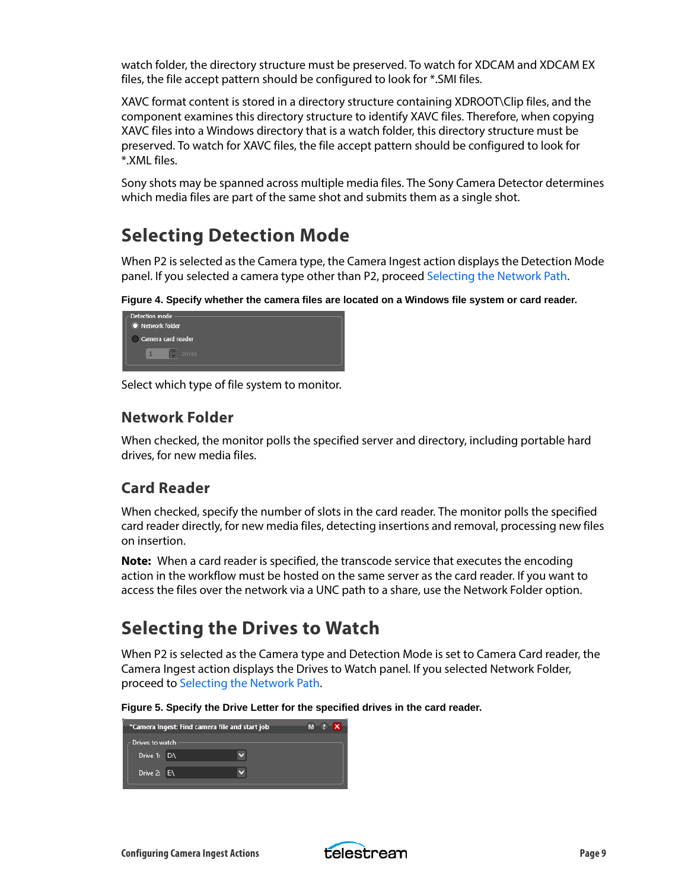watch folder, the directory structure must be preserved. To watch for XDCAM and XDCAM EX files, the file accept pattern should be configured to look for *.SMI files.

XAVC format content is stored in a directory structure containing XDROOT\Clip files, and the component examines this directory structure to identify XAVC files. Therefore, when copying XAVC files into a Windows directory that is a watch folder, this directory structure must be preserved. To watch for XAVC files, the file accept pattern should be configured to look for *.XML files.

Sony shots may be spanned across multiple media files. The Sony Camera Detector determines which media files are part of the same shot and submits them as a single shot.

## Selecting Detection Mode

When P2 is selected as the Camera type, the Camera Ingest action displays the Detection Mode panel. If you selected a camera type other than P2, proceed Selecting the Network Path.

**Figure 4. Specify whether the camera files are located on a Windows file system or card reader.**

Select which type of file system to monitor.

### Network Folder

When checked, the monitor polls the specified server and directory, including portable hard drives, for new media files.

### Card Reader

When checked, specify the number of slots in the card reader. The monitor polls the specified card reader directly, for new media files, detecting insertions and removal, processing new files on insertion.

**Note:** When a card reader is specified, the transcode service that executes the encoding action in the workflow must be hosted on the same server as the card reader. If you want to access the files over the network via a UNC path to a share, use the Network Folder option.

## Selecting the Drives to Watch

When P2 is selected as the Camera type and Detection Mode is set to Camera Card reader, the Camera Ingest action displays the Drives to Watch panel. If you selected Network Folder, proceed to Selecting the Network Path.

**Figure 5. Specify the Drive Letter for the specified drives in the card reader.**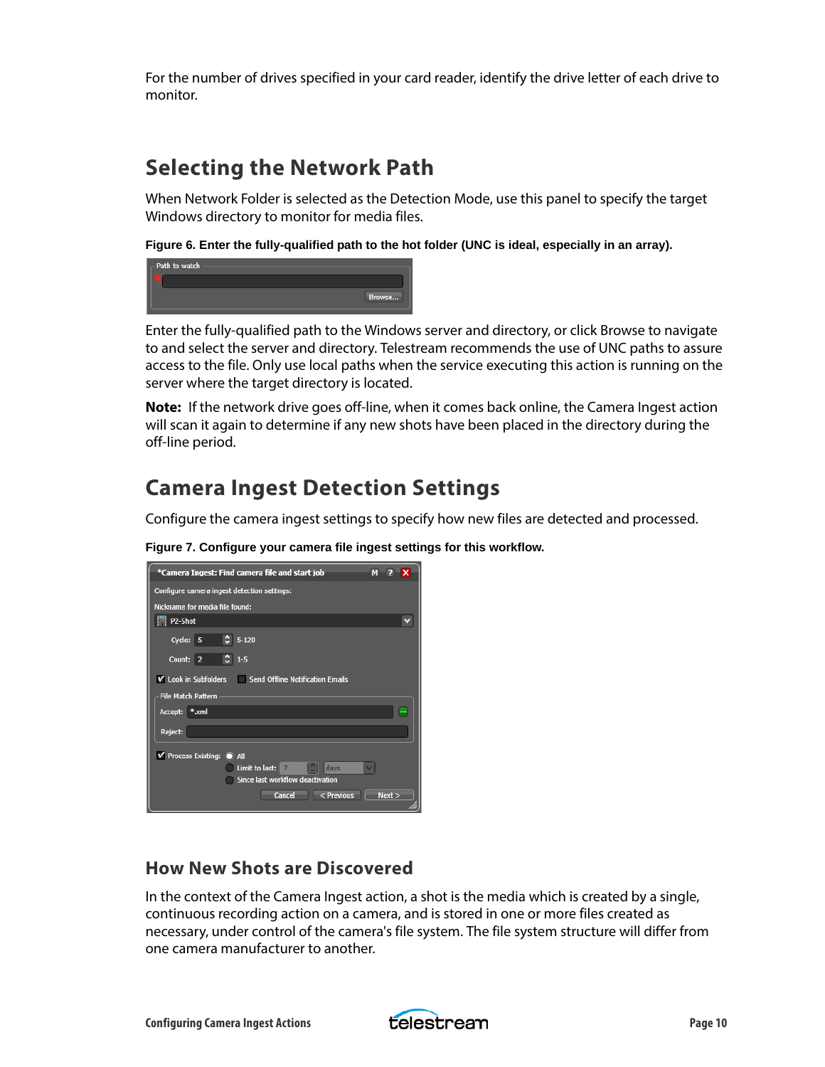For the number of drives specified in your card reader, identify the drive letter of each drive to monitor.

## Selecting the Network Path

When Network Folder is selected as the Detection Mode, use this panel to specify the target Windows directory to monitor for media files.

**Figure 6. Enter the fully-qualified path to the hot folder (UNC is ideal, especially in an array).**

Enter the fully-qualified path to the Windows server and directory, or click Browse to navigate to and select the server and directory. Telestream recommends the use of UNC paths to assure access to the file. Only use local paths when the service executing this action is running on the server where the target directory is located.

**Note:** If the network drive goes off-line, when it comes back online, the Camera Ingest action will scan it again to determine if any new shots have been placed in the directory during the off-line period.

## Camera Ingest Detection Settings

Configure the camera ingest settings to specify how new files are detected and processed.

**Figure 7. Configure your camera file ingest settings for this workflow.**

### How New Shots are Discovered

In the context of the Camera Ingest action, a shot is the media which is created by a single, continuous recording action on a camera, and is stored in one or more files created as necessary, under control of the camera's file system. The file system structure will differ from one camera manufacturer to another.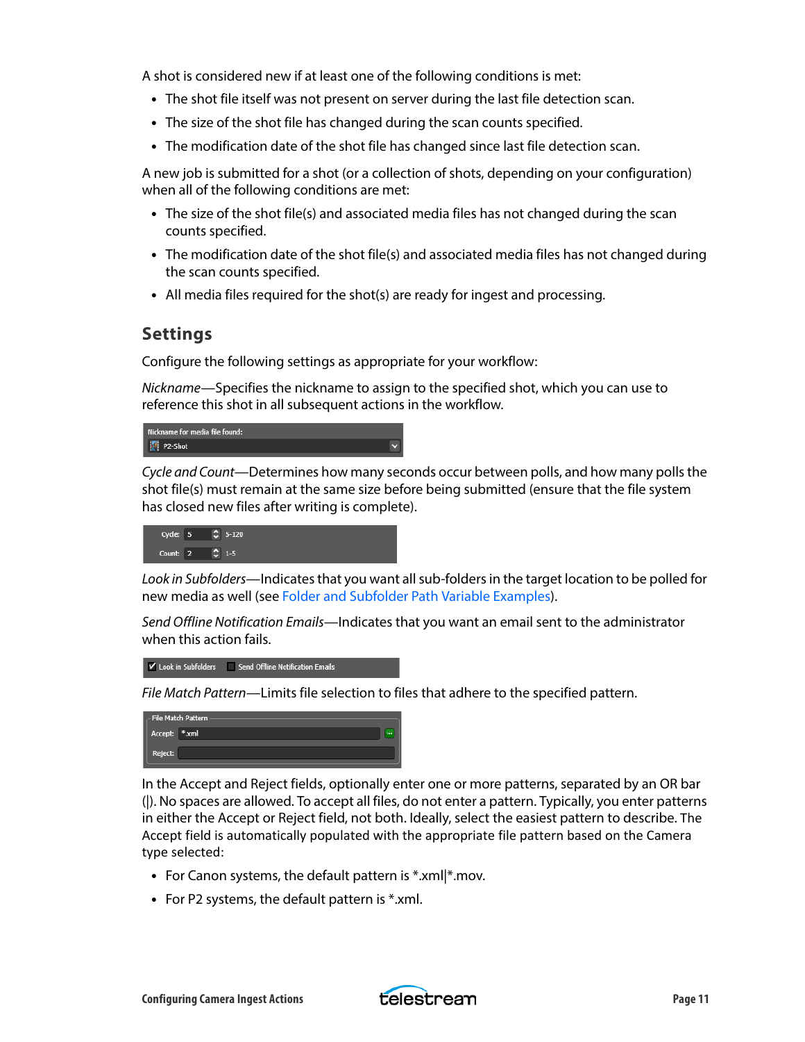A shot is considered new if at least one of the following conditions is met:

- The shot file itself was not present on server during the last file detection scan.
- The size of the shot file has changed during the scan counts specified.
- The modification date of the shot file has changed since last file detection scan.

A new job is submitted for a shot (or a collection of shots, depending on your configuration) when all of the following conditions are met:

- The size of the shot file(s) and associated media files has not changed during the scan counts specified.
- The modification date of the shot file(s) and associated media files has not changed during the scan counts specified.
- All media files required for the shot(s) are ready for ingest and processing.

## Settings

Configure the following settings as appropriate for your workflow:

*Nickname*—Specifies the nickname to assign to the specified shot, which you can use to reference this shot in all subsequent actions in the workflow.

Nickname for media file found:
P2-Shot

*Cycle and Count*—Determines how many seconds occur between polls, and how many polls the shot file(s) must remain at the same size before being submitted (ensure that the file system has closed new files after writing is complete).

Cycle: 5 5-120
Count: 2 1-5

*Look in Subfolders*—Indicates that you want all sub-folders in the target location to be polled for new media as well (see Folder and Subfolder Path Variable Examples).

*Send Offline Notification Emails*—Indicates that you want an email sent to the administrator when this action fails.

Look in Subfolders   Send Offline Notification Emails

*File Match Pattern*—Limits file selection to files that adhere to the specified pattern.

File Match Pattern
Accept: *.xml
Reject:

In the Accept and Reject fields, optionally enter one or more patterns, separated by an OR bar (|). No spaces are allowed. To accept all files, do not enter a pattern. Typically, you enter patterns in either the Accept or Reject field, not both. Ideally, select the easiest pattern to describe. The Accept field is automatically populated with the appropriate file pattern based on the Camera type selected:

- For Canon systems, the default pattern is *.xml|*.mov.
- For P2 systems, the default pattern is *.xml.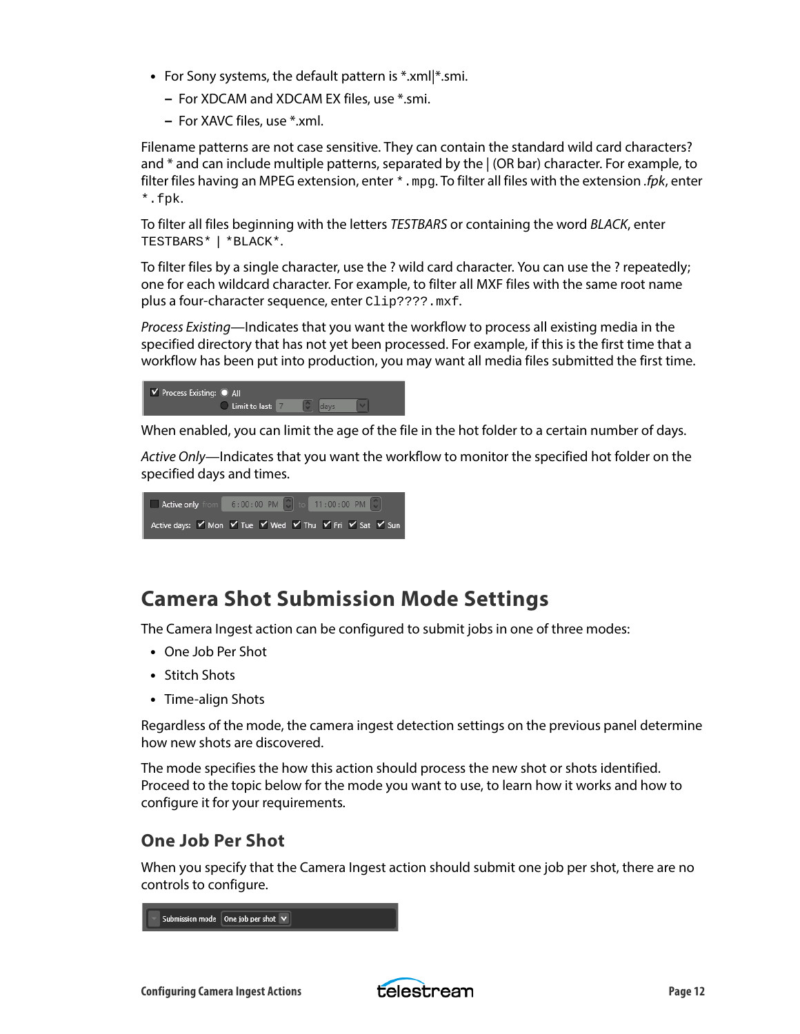- For Sony systems, the default pattern is *.xml|*.smi.
  - For XDCAM and XDCAM EX files, use *.smi.
  - For XAVC files, use *.xml.

Filename patterns are not case sensitive. They can contain the standard wild card characters? and * and can include multiple patterns, separated by the | (OR bar) character. For example, to filter files having an MPEG extension, enter `*.mpg`. To filter all files with the extension *.fpk*, enter `*.fpk`.

To filter all files beginning with the letters *TESTBARS* or containing the word *BLACK*, enter `TESTBARS* | *BLACK*`.

To filter files by a single character, use the ? wild card character. You can use the ? repeatedly; one for each wildcard character. For example, to filter all MXF files with the same root name plus a four-character sequence, enter `Clip????.mxf`.

*Process Existing*—Indicates that you want the workflow to process all existing media in the specified directory that has not yet been processed. For example, if this is the first time that a workflow has been put into production, you may want all media files submitted the first time.

When enabled, you can limit the age of the file in the hot folder to a certain number of days.

*Active Only*—Indicates that you want the workflow to monitor the specified hot folder on the specified days and times.

## Camera Shot Submission Mode Settings

The Camera Ingest action can be configured to submit jobs in one of three modes:

- One Job Per Shot
- Stitch Shots
- Time-align Shots

Regardless of the mode, the camera ingest detection settings on the previous panel determine how new shots are discovered.

The mode specifies the how this action should process the new shot or shots identified. Proceed to the topic below for the mode you want to use, to learn how it works and how to configure it for your requirements.

### One Job Per Shot

When you specify that the Camera Ingest action should submit one job per shot, there are no controls to configure.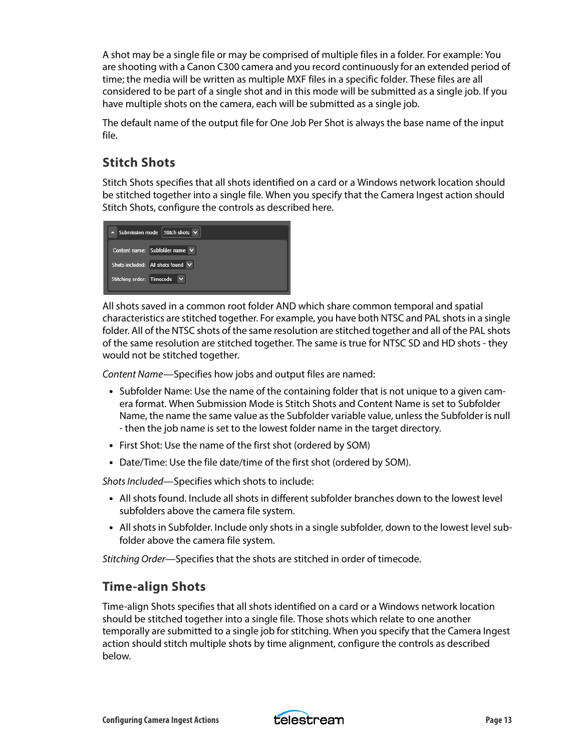A shot may be a single file or may be comprised of multiple files in a folder. For example: You are shooting with a Canon C300 camera and you record continuously for an extended period of time; the media will be written as multiple MXF files in a specific folder. These files are all considered to be part of a single shot and in this mode will be submitted as a single job. If you have multiple shots on the camera, each will be submitted as a single job.

The default name of the output file for One Job Per Shot is always the base name of the input file.

## Stitch Shots

Stitch Shots specifies that all shots identified on a card or a Windows network location should be stitched together into a single file. When you specify that the Camera Ingest action should Stitch Shots, configure the controls as described here.

All shots saved in a common root folder AND which share common temporal and spatial characteristics are stitched together. For example, you have both NTSC and PAL shots in a single folder. All of the NTSC shots of the same resolution are stitched together and all of the PAL shots of the same resolution are stitched together. The same is true for NTSC SD and HD shots - they would not be stitched together.

*Content Name*—Specifies how jobs and output files are named:

- Subfolder Name: Use the name of the containing folder that is not unique to a given camera format. When Submission Mode is Stitch Shots and Content Name is set to Subfolder Name, the name the same value as the Subfolder variable value, unless the Subfolder is null - then the job name is set to the lowest folder name in the target directory.
- First Shot: Use the name of the first shot (ordered by SOM)
- Date/Time: Use the file date/time of the first shot (ordered by SOM).

*Shots Included*—Specifies which shots to include:

- All shots found. Include all shots in different subfolder branches down to the lowest level subfolders above the camera file system.
- All shots in Subfolder. Include only shots in a single subfolder, down to the lowest level subfolder above the camera file system.

*Stitching Order*—Specifies that the shots are stitched in order of timecode.

## Time-align Shots

Time-align Shots specifies that all shots identified on a card or a Windows network location should be stitched together into a single file. Those shots which relate to one another temporally are submitted to a single job for stitching. When you specify that the Camera Ingest action should stitch multiple shots by time alignment, configure the controls as described below.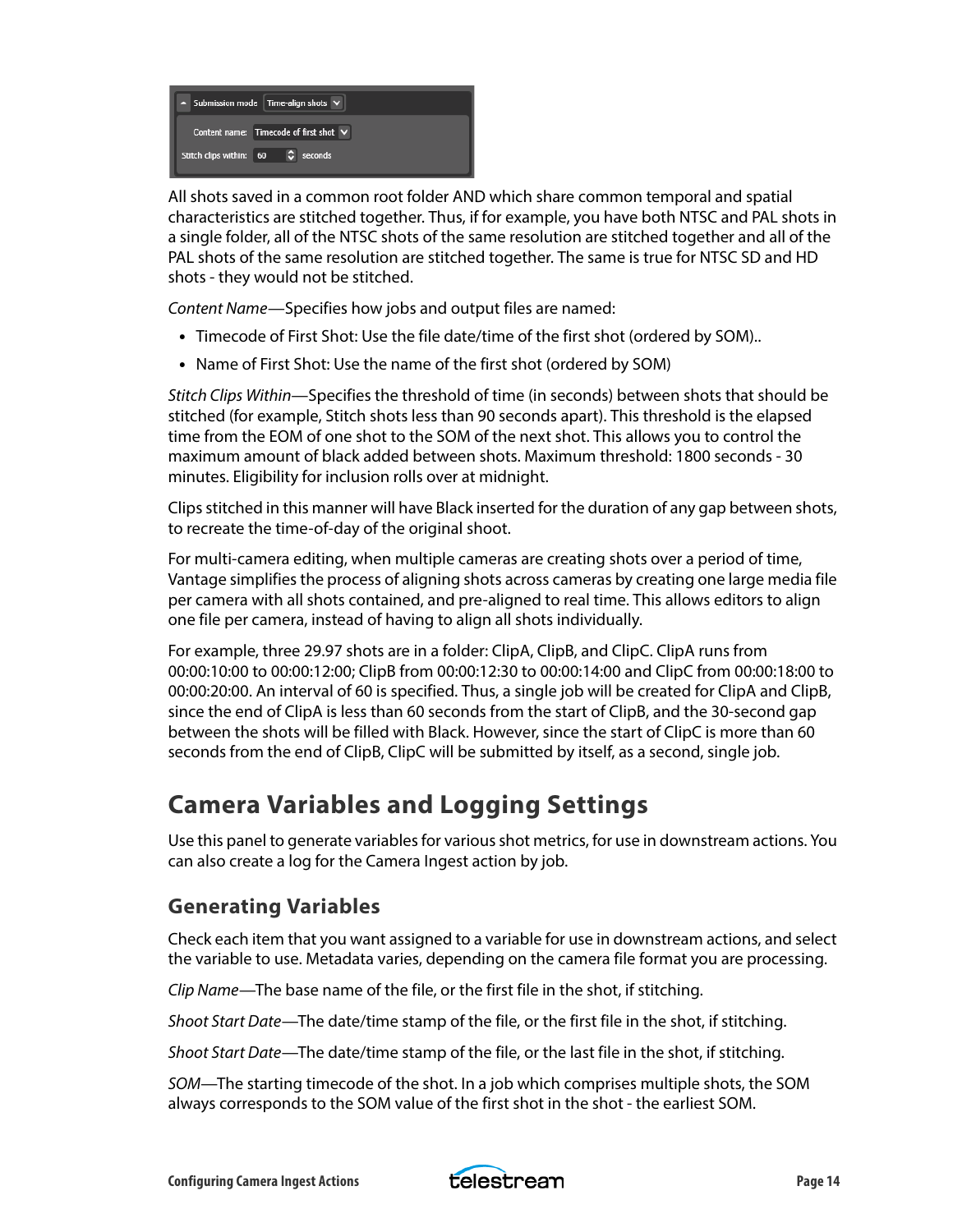All shots saved in a common root folder AND which share common temporal and spatial characteristics are stitched together. Thus, if for example, you have both NTSC and PAL shots in a single folder, all of the NTSC shots of the same resolution are stitched together and all of the PAL shots of the same resolution are stitched together. The same is true for NTSC SD and HD shots - they would not be stitched.

*Content Name*—Specifies how jobs and output files are named:

- Timecode of First Shot: Use the file date/time of the first shot (ordered by SOM)..
- Name of First Shot: Use the name of the first shot (ordered by SOM)

*Stitch Clips Within*—Specifies the threshold of time (in seconds) between shots that should be stitched (for example, Stitch shots less than 90 seconds apart). This threshold is the elapsed time from the EOM of one shot to the SOM of the next shot. This allows you to control the maximum amount of black added between shots. Maximum threshold: 1800 seconds - 30 minutes. Eligibility for inclusion rolls over at midnight.

Clips stitched in this manner will have Black inserted for the duration of any gap between shots, to recreate the time-of-day of the original shoot.

For multi-camera editing, when multiple cameras are creating shots over a period of time, Vantage simplifies the process of aligning shots across cameras by creating one large media file per camera with all shots contained, and pre-aligned to real time. This allows editors to align one file per camera, instead of having to align all shots individually.

For example, three 29.97 shots are in a folder: ClipA, ClipB, and ClipC. ClipA runs from 00:00:10:00 to 00:00:12:00; ClipB from 00:00:12:30 to 00:00:14:00 and ClipC from 00:00:18:00 to 00:00:20:00. An interval of 60 is specified. Thus, a single job will be created for ClipA and ClipB, since the end of ClipA is less than 60 seconds from the start of ClipB, and the 30-second gap between the shots will be filled with Black. However, since the start of ClipC is more than 60 seconds from the end of ClipB, ClipC will be submitted by itself, as a second, single job.

# Camera Variables and Logging Settings

Use this panel to generate variables for various shot metrics, for use in downstream actions. You can also create a log for the Camera Ingest action by job.

## Generating Variables

Check each item that you want assigned to a variable for use in downstream actions, and select the variable to use. Metadata varies, depending on the camera file format you are processing.

*Clip Name*—The base name of the file, or the first file in the shot, if stitching.

*Shoot Start Date*—The date/time stamp of the file, or the first file in the shot, if stitching.

*Shoot Start Date*—The date/time stamp of the file, or the last file in the shot, if stitching.

*SOM*—The starting timecode of the shot. In a job which comprises multiple shots, the SOM always corresponds to the SOM value of the first shot in the shot - the earliest SOM.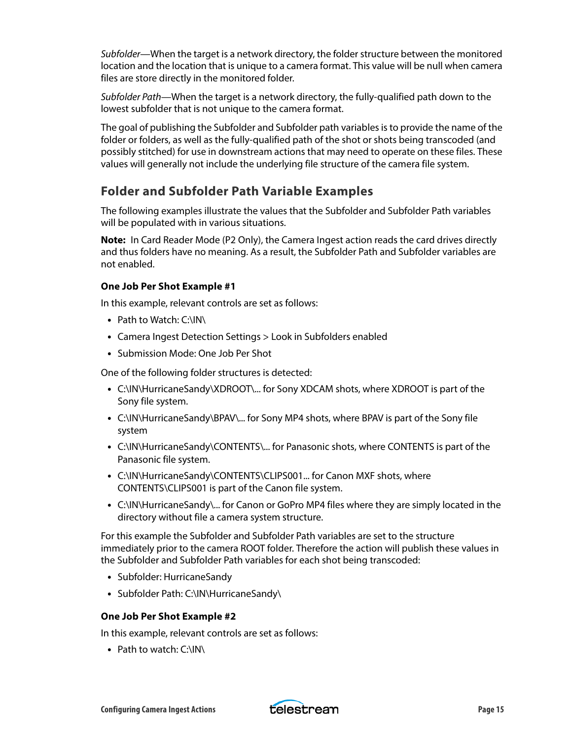*Subfolder*—When the target is a network directory, the folder structure between the monitored location and the location that is unique to a camera format. This value will be null when camera files are store directly in the monitored folder.

*Subfolder Path*—When the target is a network directory, the fully-qualified path down to the lowest subfolder that is not unique to the camera format.

The goal of publishing the Subfolder and Subfolder path variables is to provide the name of the folder or folders, as well as the fully-qualified path of the shot or shots being transcoded (and possibly stitched) for use in downstream actions that may need to operate on these files. These values will generally not include the underlying file structure of the camera file system.

## Folder and Subfolder Path Variable Examples

The following examples illustrate the values that the Subfolder and Subfolder Path variables will be populated with in various situations.

**Note:** In Card Reader Mode (P2 Only), the Camera Ingest action reads the card drives directly and thus folders have no meaning. As a result, the Subfolder Path and Subfolder variables are not enabled.

### One Job Per Shot Example #1

In this example, relevant controls are set as follows:

- Path to Watch: C:\IN\
- Camera Ingest Detection Settings > Look in Subfolders enabled
- Submission Mode: One Job Per Shot

One of the following folder structures is detected:

- C:\IN\HurricaneSandy\XDROOT\... for Sony XDCAM shots, where XDROOT is part of the Sony file system.
- C:\IN\HurricaneSandy\BPAV\... for Sony MP4 shots, where BPAV is part of the Sony file system
- C:\IN\HurricaneSandy\CONTENTS\... for Panasonic shots, where CONTENTS is part of the Panasonic file system.
- C:\IN\HurricaneSandy\CONTENTS\CLIPS001... for Canon MXF shots, where CONTENTS\CLIPS001 is part of the Canon file system.
- C:\IN\HurricaneSandy\... for Canon or GoPro MP4 files where they are simply located in the directory without file a camera system structure.

For this example the Subfolder and Subfolder Path variables are set to the structure immediately prior to the camera ROOT folder. Therefore the action will publish these values in the Subfolder and Subfolder Path variables for each shot being transcoded:

- Subfolder: HurricaneSandy
- Subfolder Path: C:\IN\HurricaneSandy\

### One Job Per Shot Example #2

In this example, relevant controls are set as follows:

- Path to watch: C:\IN\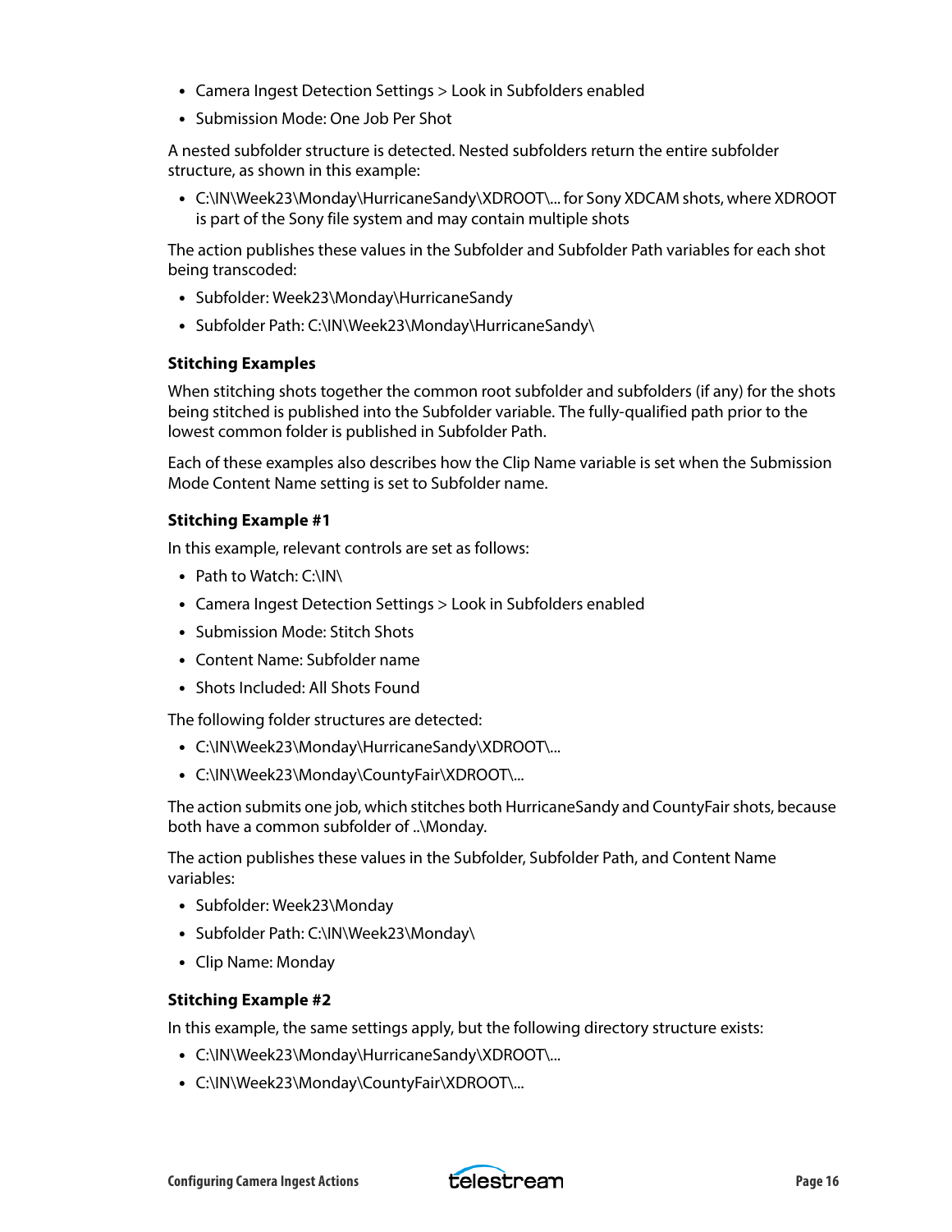- Camera Ingest Detection Settings > Look in Subfolders enabled
- Submission Mode: One Job Per Shot

A nested subfolder structure is detected. Nested subfolders return the entire subfolder structure, as shown in this example:

- C:\IN\Week23\Monday\HurricaneSandy\XDROOT\... for Sony XDCAM shots, where XDROOT is part of the Sony file system and may contain multiple shots

The action publishes these values in the Subfolder and Subfolder Path variables for each shot being transcoded:

- Subfolder: Week23\Monday\HurricaneSandy
- Subfolder Path: C:\IN\Week23\Monday\HurricaneSandy\

### Stitching Examples

When stitching shots together the common root subfolder and subfolders (if any) for the shots being stitched is published into the Subfolder variable. The fully-qualified path prior to the lowest common folder is published in Subfolder Path.

Each of these examples also describes how the Clip Name variable is set when the Submission Mode Content Name setting is set to Subfolder name.

### Stitching Example #1

In this example, relevant controls are set as follows:

- Path to Watch: C:\IN\
- Camera Ingest Detection Settings > Look in Subfolders enabled
- Submission Mode: Stitch Shots
- Content Name: Subfolder name
- Shots Included: All Shots Found

The following folder structures are detected:

- C:\IN\Week23\Monday\HurricaneSandy\XDROOT\...
- C:\IN\Week23\Monday\CountyFair\XDROOT\...

The action submits one job, which stitches both HurricaneSandy and CountyFair shots, because both have a common subfolder of ..\Monday.

The action publishes these values in the Subfolder, Subfolder Path, and Content Name variables:

- Subfolder: Week23\Monday
- Subfolder Path: C:\IN\Week23\Monday\
- Clip Name: Monday

### Stitching Example #2

In this example, the same settings apply, but the following directory structure exists:

- C:\IN\Week23\Monday\HurricaneSandy\XDROOT\...
- C:\IN\Week23\Monday\CountyFair\XDROOT\...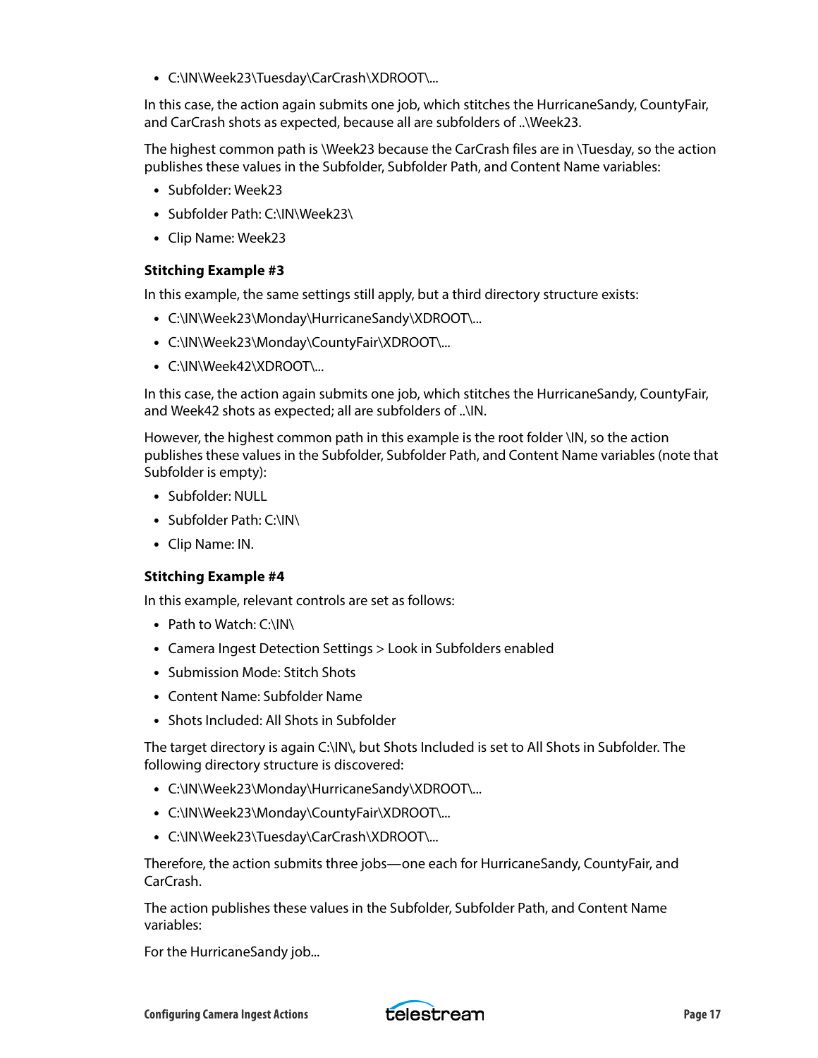- C:\IN\Week23\Tuesday\CarCrash\XDROOT\...

In this case, the action again submits one job, which stitches the HurricaneSandy, CountyFair, and CarCrash shots as expected, because all are subfolders of ..\Week23.

The highest common path is \Week23 because the CarCrash files are in \Tuesday, so the action publishes these values in the Subfolder, Subfolder Path, and Content Name variables:

- Subfolder: Week23
- Subfolder Path: C:\IN\Week23\
- Clip Name: Week23

**Stitching Example #3**

In this example, the same settings still apply, but a third directory structure exists:

- C:\IN\Week23\Monday\HurricaneSandy\XDROOT\...
- C:\IN\Week23\Monday\CountyFair\XDROOT\...
- C:\IN\Week42\XDROOT\...

In this case, the action again submits one job, which stitches the HurricaneSandy, CountyFair, and Week42 shots as expected; all are subfolders of ..\IN.

However, the highest common path in this example is the root folder \IN, so the action publishes these values in the Subfolder, Subfolder Path, and Content Name variables (note that Subfolder is empty):

- Subfolder: NULL
- Subfolder Path: C:\IN\
- Clip Name: IN.

**Stitching Example #4**

In this example, relevant controls are set as follows:

- Path to Watch: C:\IN\
- Camera Ingest Detection Settings > Look in Subfolders enabled
- Submission Mode: Stitch Shots
- Content Name: Subfolder Name
- Shots Included: All Shots in Subfolder

The target directory is again C:\IN\, but Shots Included is set to All Shots in Subfolder. The following directory structure is discovered:

- C:\IN\Week23\Monday\HurricaneSandy\XDROOT\...
- C:\IN\Week23\Monday\CountyFair\XDROOT\...
- C:\IN\Week23\Tuesday\CarCrash\XDROOT\...

Therefore, the action submits three jobs—one each for HurricaneSandy, CountyFair, and CarCrash.

The action publishes these values in the Subfolder, Subfolder Path, and Content Name variables:

For the HurricaneSandy job...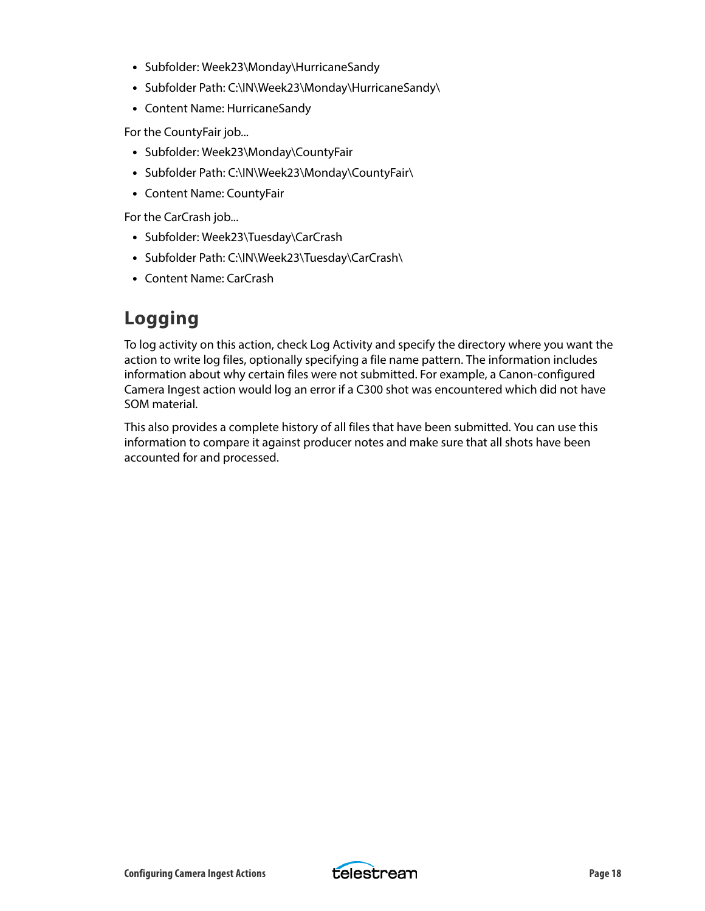- Subfolder: Week23\Monday\HurricaneSandy
- Subfolder Path: C:\IN\Week23\Monday\HurricaneSandy\
- Content Name: HurricaneSandy

For the CountyFair job...

- Subfolder: Week23\Monday\CountyFair
- Subfolder Path: C:\IN\Week23\Monday\CountyFair\
- Content Name: CountyFair

For the CarCrash job...

- Subfolder: Week23\Tuesday\CarCrash
- Subfolder Path: C:\IN\Week23\Tuesday\CarCrash\
- Content Name: CarCrash

## Logging

To log activity on this action, check Log Activity and specify the directory where you want the action to write log files, optionally specifying a file name pattern. The information includes information about why certain files were not submitted. For example, a Canon-configured Camera Ingest action would log an error if a C300 shot was encountered which did not have SOM material.

This also provides a complete history of all files that have been submitted. You can use this information to compare it against producer notes and make sure that all shots have been accounted for and processed.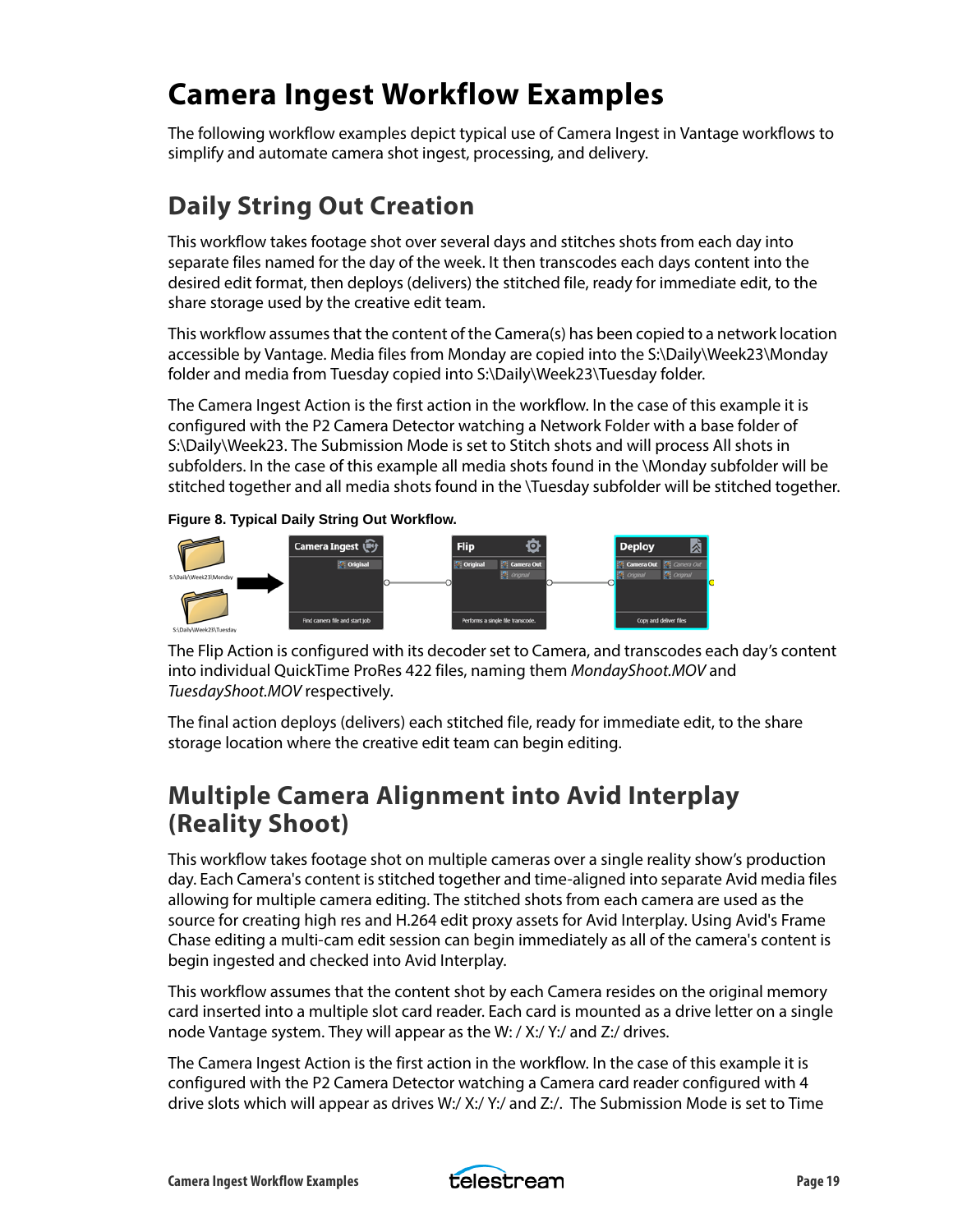# Camera Ingest Workflow Examples

The following workflow examples depict typical use of Camera Ingest in Vantage workflows to simplify and automate camera shot ingest, processing, and delivery.

## Daily String Out Creation

This workflow takes footage shot over several days and stitches shots from each day into separate files named for the day of the week. It then transcodes each days content into the desired edit format, then deploys (delivers) the stitched file, ready for immediate edit, to the share storage used by the creative edit team.

This workflow assumes that the content of the Camera(s) has been copied to a network location accessible by Vantage. Media files from Monday are copied into the S:\Daily\Week23\Monday folder and media from Tuesday copied into S:\Daily\Week23\Tuesday folder.

The Camera Ingest Action is the first action in the workflow. In the case of this example it is configured with the P2 Camera Detector watching a Network Folder with a base folder of S:\Daily\Week23. The Submission Mode is set to Stitch shots and will process All shots in subfolders. In the case of this example all media shots found in the \Monday subfolder will be stitched together and all media shots found in the \Tuesday subfolder will be stitched together.

**Figure 8. Typical Daily String Out Workflow.**

The Flip Action is configured with its decoder set to Camera, and transcodes each day's content into individual QuickTime ProRes 422 files, naming them *MondayShoot.MOV* and *TuesdayShoot.MOV* respectively.

The final action deploys (delivers) each stitched file, ready for immediate edit, to the share storage location where the creative edit team can begin editing.

## Multiple Camera Alignment into Avid Interplay (Reality Shoot)

This workflow takes footage shot on multiple cameras over a single reality show's production day. Each Camera's content is stitched together and time-aligned into separate Avid media files allowing for multiple camera editing. The stitched shots from each camera are used as the source for creating high res and H.264 edit proxy assets for Avid Interplay. Using Avid's Frame Chase editing a multi-cam edit session can begin immediately as all of the camera's content is begin ingested and checked into Avid Interplay.

This workflow assumes that the content shot by each Camera resides on the original memory card inserted into a multiple slot card reader. Each card is mounted as a drive letter on a single node Vantage system. They will appear as the W: / X:/ Y:/ and Z:/ drives.

The Camera Ingest Action is the first action in the workflow. In the case of this example it is configured with the P2 Camera Detector watching a Camera card reader configured with 4 drive slots which will appear as drives W:/ X:/ Y:/ and Z:/. The Submission Mode is set to Time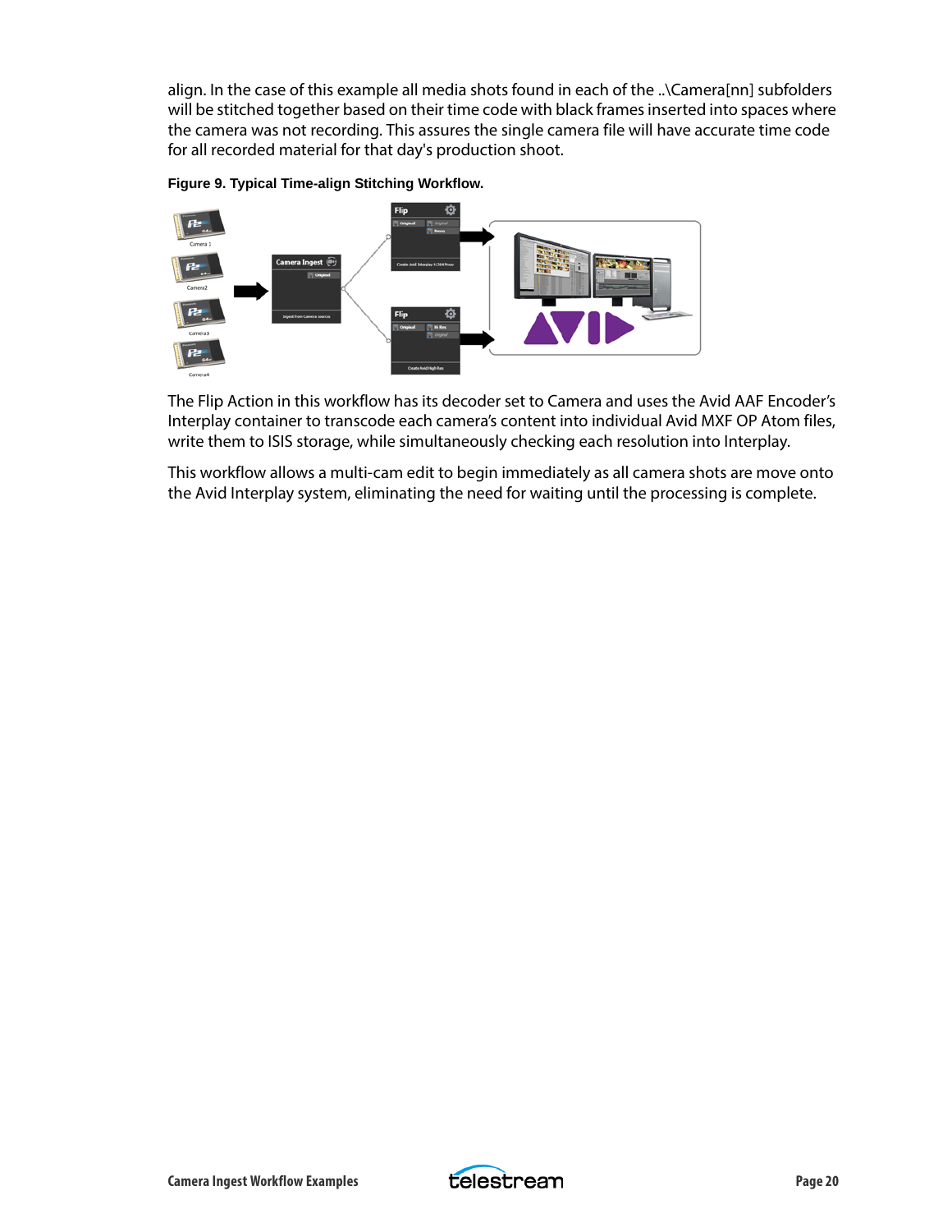align. In the case of this example all media shots found in each of the ..\Camera[nn] subfolders will be stitched together based on their time code with black frames inserted into spaces where the camera was not recording. This assures the single camera file will have accurate time code for all recorded material for that day's production shoot.

**Figure 9. Typical Time-align Stitching Workflow.**

The Flip Action in this workflow has its decoder set to Camera and uses the Avid AAF Encoder's Interplay container to transcode each camera's content into individual Avid MXF OP Atom files, write them to ISIS storage, while simultaneously checking each resolution into Interplay.

This workflow allows a multi-cam edit to begin immediately as all camera shots are move onto the Avid Interplay system, eliminating the need for waiting until the processing is complete.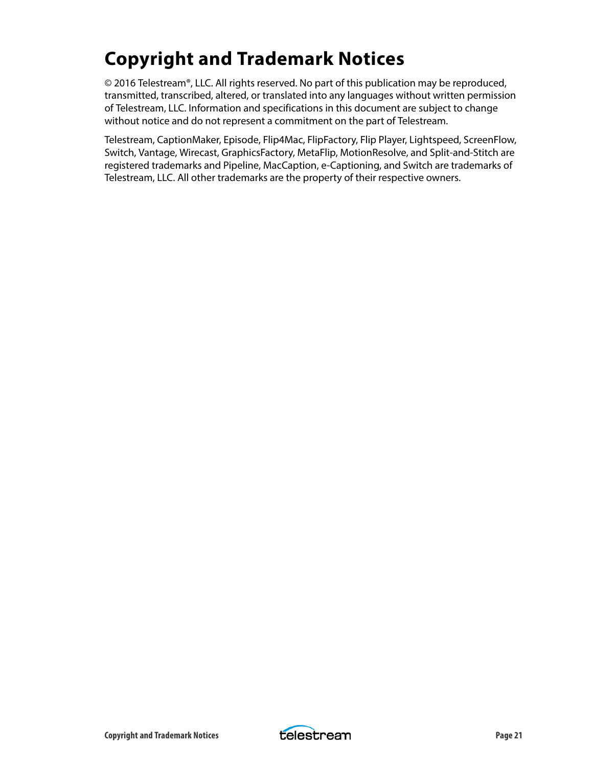# Copyright and Trademark Notices

© 2016 Telestream®, LLC. All rights reserved. No part of this publication may be reproduced, transmitted, transcribed, altered, or translated into any languages without written permission of Telestream, LLC. Information and specifications in this document are subject to change without notice and do not represent a commitment on the part of Telestream.

Telestream, CaptionMaker, Episode, Flip4Mac, FlipFactory, Flip Player, Lightspeed, ScreenFlow, Switch, Vantage, Wirecast, GraphicsFactory, MetaFlip, MotionResolve, and Split-and-Stitch are registered trademarks and Pipeline, MacCaption, e-Captioning, and Switch are trademarks of Telestream, LLC. All other trademarks are the property of their respective owners.